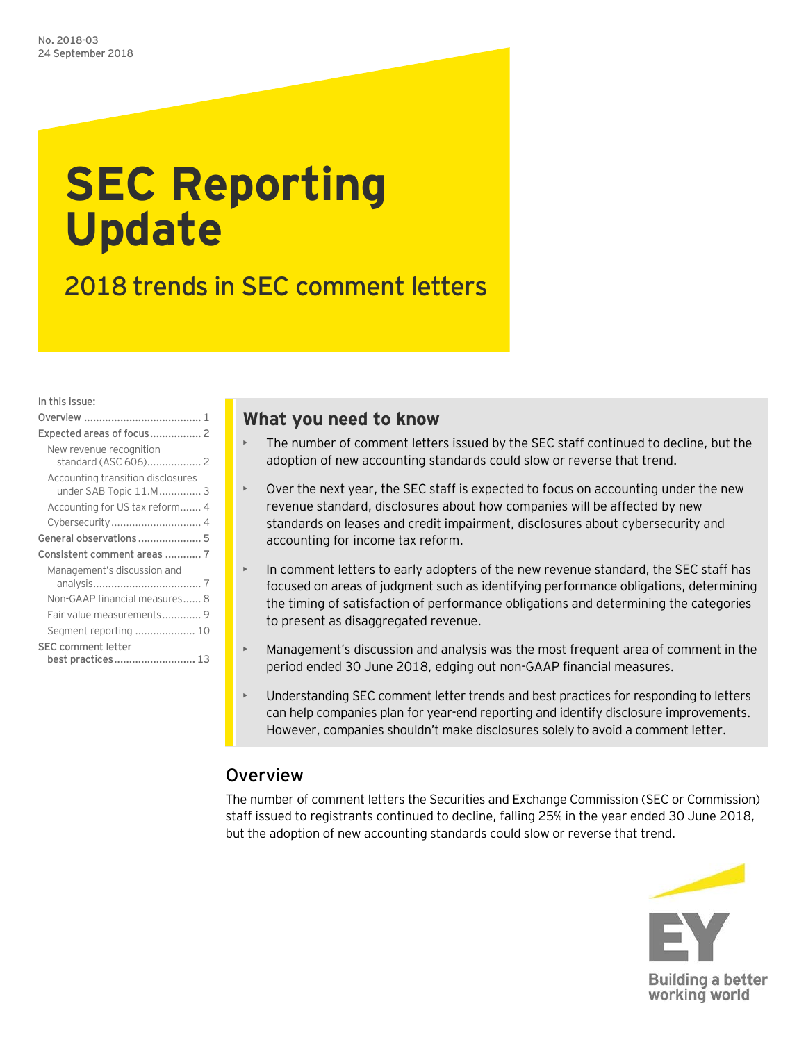No. 2018-03
24 September 2018

# SEC Reporting Update

## 2018 trends in SEC comment letters

In this issue:

- Overview ........ 1
- Expected areas of focus ........ 2
  - New revenue recognition standard (ASC 606) ........ 2
  - Accounting transition disclosures under SAB Topic 11.M ........ 3
  - Accounting for US tax reform ........ 4
  - Cybersecurity ........ 4
- General observations ........ 5
- Consistent comment areas ........ 7
  - Management's discussion and analysis ........ 7
  - Non-GAAP financial measures ........ 8
  - Fair value measurements ........ 9
  - Segment reporting ........ 10
- SEC comment letter best practices ........ 13

## What you need to know

- The number of comment letters issued by the SEC staff continued to decline, but the adoption of new accounting standards could slow or reverse that trend.
- Over the next year, the SEC staff is expected to focus on accounting under the new revenue standard, disclosures about how companies will be affected by new standards on leases and credit impairment, disclosures about cybersecurity and accounting for income tax reform.
- In comment letters to early adopters of the new revenue standard, the SEC staff has focused on areas of judgment such as identifying performance obligations, determining the timing of satisfaction of performance obligations and determining the categories to present as disaggregated revenue.
- Management's discussion and analysis was the most frequent area of comment in the period ended 30 June 2018, edging out non-GAAP financial measures.
- Understanding SEC comment letter trends and best practices for responding to letters can help companies plan for year-end reporting and identify disclosure improvements. However, companies shouldn't make disclosures solely to avoid a comment letter.

## Overview

The number of comment letters the Securities and Exchange Commission (SEC or Commission) staff issued to registrants continued to decline, falling 25% in the year ended 30 June 2018, but the adoption of new accounting standards could slow or reverse that trend.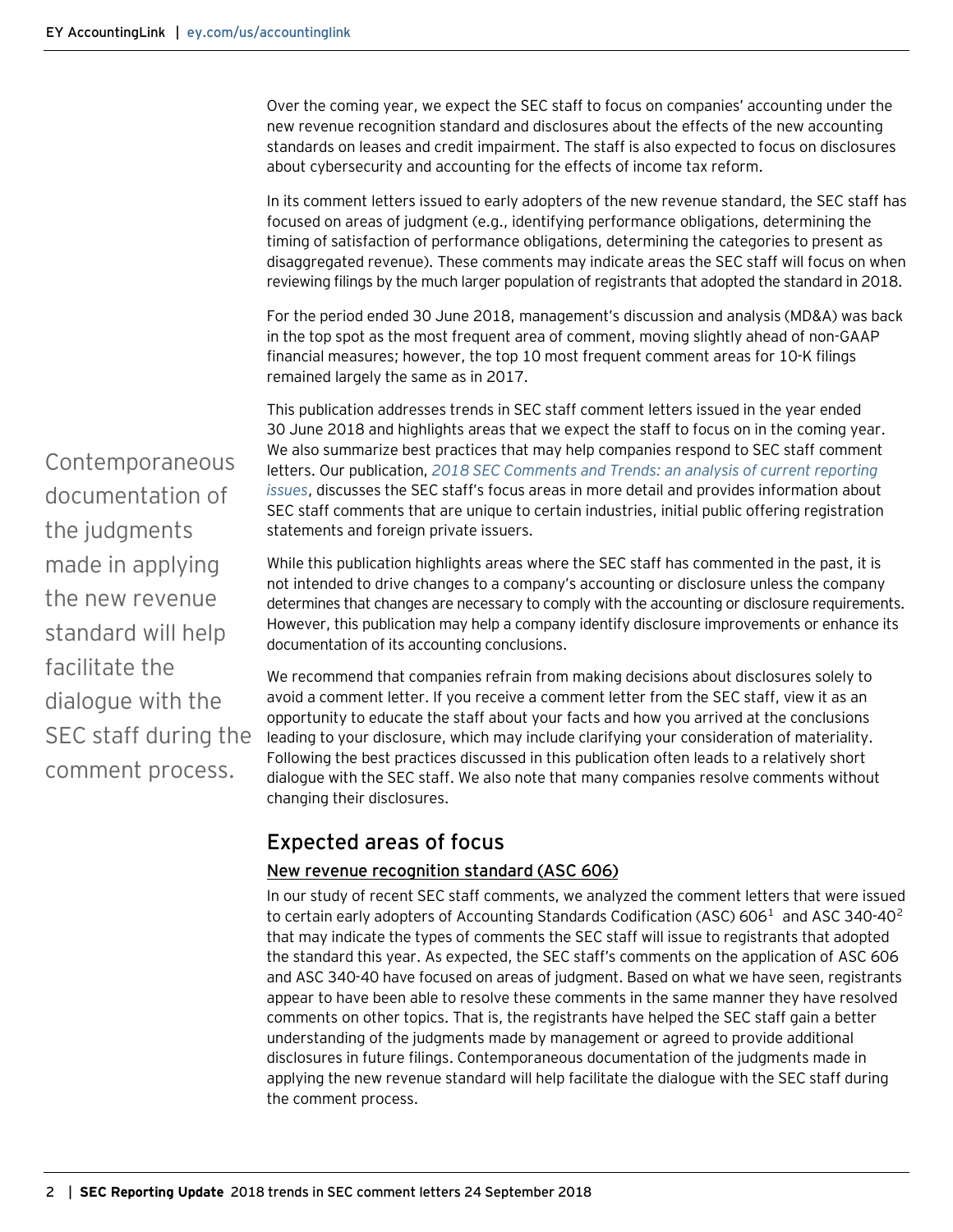Over the coming year, we expect the SEC staff to focus on companies' accounting under the new revenue recognition standard and disclosures about the effects of the new accounting standards on leases and credit impairment. The staff is also expected to focus on disclosures about cybersecurity and accounting for the effects of income tax reform.

In its comment letters issued to early adopters of the new revenue standard, the SEC staff has focused on areas of judgment (e.g., identifying performance obligations, determining the timing of satisfaction of performance obligations, determining the categories to present as disaggregated revenue). These comments may indicate areas the SEC staff will focus on when reviewing filings by the much larger population of registrants that adopted the standard in 2018.

For the period ended 30 June 2018, management's discussion and analysis (MD&A) was back in the top spot as the most frequent area of comment, moving slightly ahead of non-GAAP financial measures; however, the top 10 most frequent comment areas for 10-K filings remained largely the same as in 2017.

This publication addresses trends in SEC staff comment letters issued in the year ended 30 June 2018 and highlights areas that we expect the staff to focus on in the coming year. We also summarize best practices that may help companies respond to SEC staff comment letters. Our publication, *2018 SEC Comments and Trends: an analysis of current reporting issues*, discusses the SEC staff's focus areas in more detail and provides information about SEC staff comments that are unique to certain industries, initial public offering registration statements and foreign private issuers.

While this publication highlights areas where the SEC staff has commented in the past, it is not intended to drive changes to a company's accounting or disclosure unless the company determines that changes are necessary to comply with the accounting or disclosure requirements. However, this publication may help a company identify disclosure improvements or enhance its documentation of its accounting conclusions.

We recommend that companies refrain from making decisions about disclosures solely to avoid a comment letter. If you receive a comment letter from the SEC staff, view it as an opportunity to educate the staff about your facts and how you arrived at the conclusions leading to your disclosure, which may include clarifying your consideration of materiality. Following the best practices discussed in this publication often leads to a relatively short dialogue with the SEC staff. We also note that many companies resolve comments without changing their disclosures.

> Contemporaneous documentation of the judgments made in applying the new revenue standard will help facilitate the dialogue with the SEC staff during the comment process.

## Expected areas of focus

### New revenue recognition standard (ASC 606)

In our study of recent SEC staff comments, we analyzed the comment letters that were issued to certain early adopters of Accounting Standards Codification (ASC) 606[1] and ASC 340-40[2] that may indicate the types of comments the SEC staff will issue to registrants that adopted the standard this year. As expected, the SEC staff's comments on the application of ASC 606 and ASC 340-40 have focused on areas of judgment. Based on what we have seen, registrants appear to have been able to resolve these comments in the same manner they have resolved comments on other topics. That is, the registrants have helped the SEC staff gain a better understanding of the judgments made by management or agreed to provide additional disclosures in future filings. Contemporaneous documentation of the judgments made in applying the new revenue standard will help facilitate the dialogue with the SEC staff during the comment process.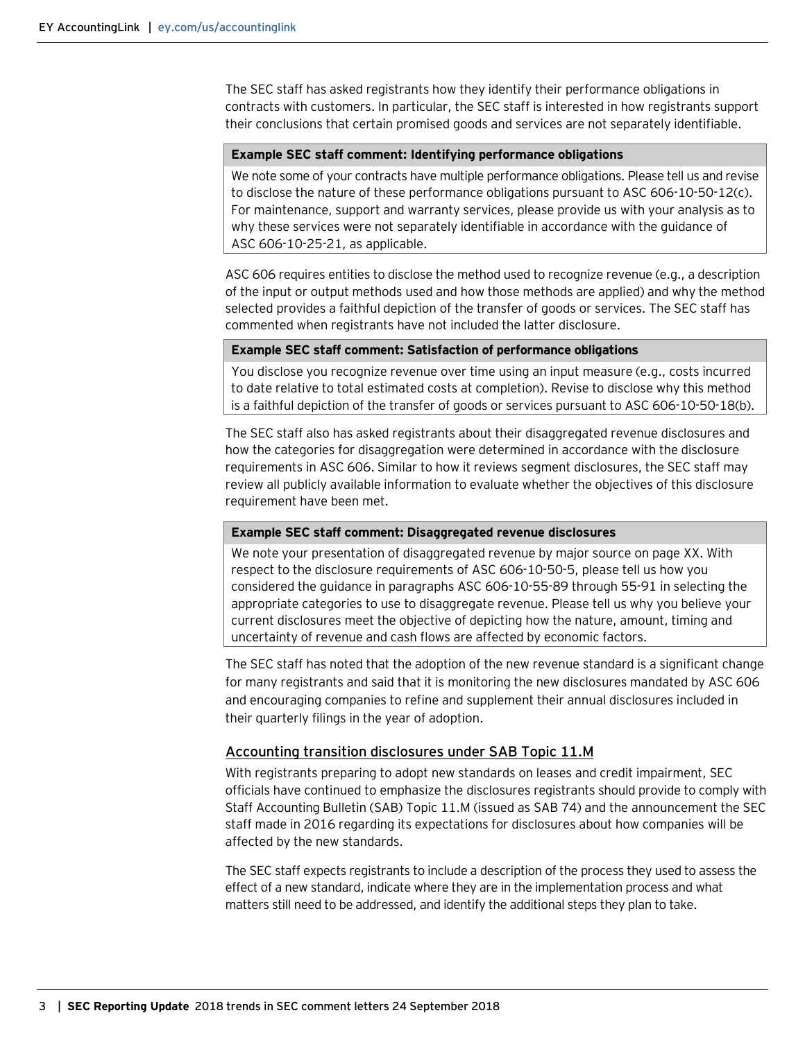The SEC staff has asked registrants how they identify their performance obligations in contracts with customers. In particular, the SEC staff is interested in how registrants support their conclusions that certain promised goods and services are not separately identifiable.

| **Example SEC staff comment: Identifying performance obligations** |
| --- |
| We note some of your contracts have multiple performance obligations. Please tell us and revise to disclose the nature of these performance obligations pursuant to ASC 606-10-50-12(c). For maintenance, support and warranty services, please provide us with your analysis as to why these services were not separately identifiable in accordance with the guidance of ASC 606-10-25-21, as applicable. |

ASC 606 requires entities to disclose the method used to recognize revenue (e.g., a description of the input or output methods used and how those methods are applied) and why the method selected provides a faithful depiction of the transfer of goods or services. The SEC staff has commented when registrants have not included the latter disclosure.

| **Example SEC staff comment: Satisfaction of performance obligations** |
| --- |
| You disclose you recognize revenue over time using an input measure (e.g., costs incurred to date relative to total estimated costs at completion). Revise to disclose why this method is a faithful depiction of the transfer of goods or services pursuant to ASC 606-10-50-18(b). |

The SEC staff also has asked registrants about their disaggregated revenue disclosures and how the categories for disaggregation were determined in accordance with the disclosure requirements in ASC 606. Similar to how it reviews segment disclosures, the SEC staff may review all publicly available information to evaluate whether the objectives of this disclosure requirement have been met.

| **Example SEC staff comment: Disaggregated revenue disclosures** |
| --- |
| We note your presentation of disaggregated revenue by major source on page XX. With respect to the disclosure requirements of ASC 606-10-50-5, please tell us how you considered the guidance in paragraphs ASC 606-10-55-89 through 55-91 in selecting the appropriate categories to use to disaggregate revenue. Please tell us why you believe your current disclosures meet the objective of depicting how the nature, amount, timing and uncertainty of revenue and cash flows are affected by economic factors. |

The SEC staff has noted that the adoption of the new revenue standard is a significant change for many registrants and said that it is monitoring the new disclosures mandated by ASC 606 and encouraging companies to refine and supplement their annual disclosures included in their quarterly filings in the year of adoption.

## Accounting transition disclosures under SAB Topic 11.M

With registrants preparing to adopt new standards on leases and credit impairment, SEC officials have continued to emphasize the disclosures registrants should provide to comply with Staff Accounting Bulletin (SAB) Topic 11.M (issued as SAB 74) and the announcement the SEC staff made in 2016 regarding its expectations for disclosures about how companies will be affected by the new standards.

The SEC staff expects registrants to include a description of the process they used to assess the effect of a new standard, indicate where they are in the implementation process and what matters still need to be addressed, and identify the additional steps they plan to take.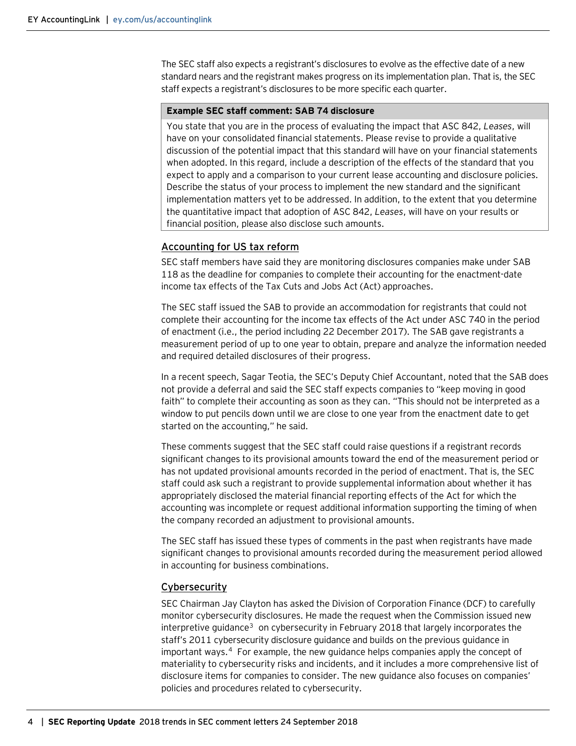The SEC staff also expects a registrant's disclosures to evolve as the effective date of a new standard nears and the registrant makes progress on its implementation plan. That is, the SEC staff expects a registrant's disclosures to be more specific each quarter.

> **Example SEC staff comment: SAB 74 disclosure**
>
> You state that you are in the process of evaluating the impact that ASC 842, *Leases*, will have on your consolidated financial statements. Please revise to provide a qualitative discussion of the potential impact that this standard will have on your financial statements when adopted. In this regard, include a description of the effects of the standard that you expect to apply and a comparison to your current lease accounting and disclosure policies. Describe the status of your process to implement the new standard and the significant implementation matters yet to be addressed. In addition, to the extent that you determine the quantitative impact that adoption of ASC 842, *Leases*, will have on your results or financial position, please also disclose such amounts.

### Accounting for US tax reform

SEC staff members have said they are monitoring disclosures companies make under SAB 118 as the deadline for companies to complete their accounting for the enactment-date income tax effects of the Tax Cuts and Jobs Act (Act) approaches.

The SEC staff issued the SAB to provide an accommodation for registrants that could not complete their accounting for the income tax effects of the Act under ASC 740 in the period of enactment (i.e., the period including 22 December 2017). The SAB gave registrants a measurement period of up to one year to obtain, prepare and analyze the information needed and required detailed disclosures of their progress.

In a recent speech, Sagar Teotia, the SEC's Deputy Chief Accountant, noted that the SAB does not provide a deferral and said the SEC staff expects companies to "keep moving in good faith" to complete their accounting as soon as they can. "This should not be interpreted as a window to put pencils down until we are close to one year from the enactment date to get started on the accounting," he said.

These comments suggest that the SEC staff could raise questions if a registrant records significant changes to its provisional amounts toward the end of the measurement period or has not updated provisional amounts recorded in the period of enactment. That is, the SEC staff could ask such a registrant to provide supplemental information about whether it has appropriately disclosed the material financial reporting effects of the Act for which the accounting was incomplete or request additional information supporting the timing of when the company recorded an adjustment to provisional amounts.

The SEC staff has issued these types of comments in the past when registrants have made significant changes to provisional amounts recorded during the measurement period allowed in accounting for business combinations.

### Cybersecurity

SEC Chairman Jay Clayton has asked the Division of Corporation Finance (DCF) to carefully monitor cybersecurity disclosures. He made the request when the Commission issued new interpretive guidance[3] on cybersecurity in February 2018 that largely incorporates the staff's 2011 cybersecurity disclosure guidance and builds on the previous guidance in important ways.[4] For example, the new guidance helps companies apply the concept of materiality to cybersecurity risks and incidents, and it includes a more comprehensive list of disclosure items for companies to consider. The new guidance also focuses on companies' policies and procedures related to cybersecurity.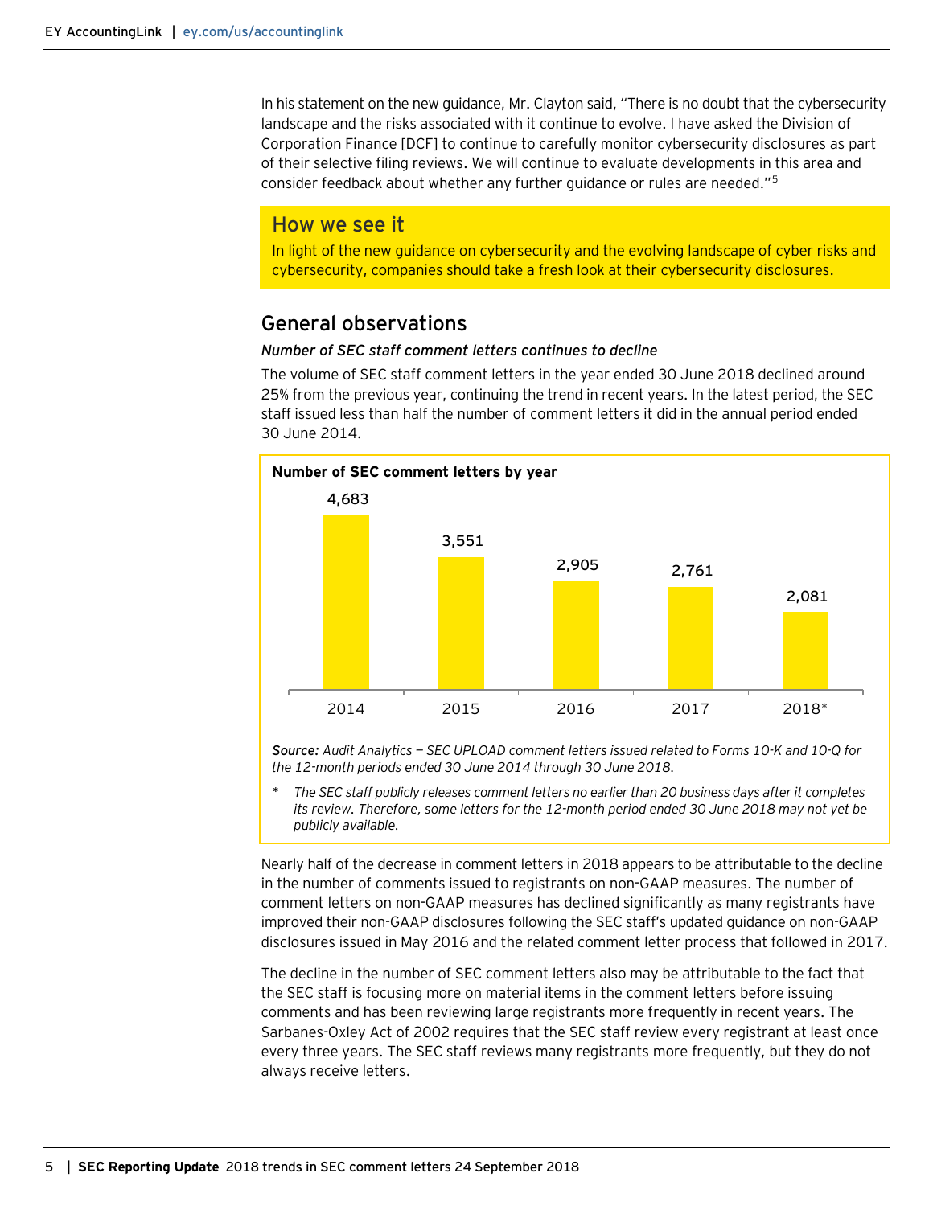In his statement on the new guidance, Mr. Clayton said, "There is no doubt that the cybersecurity landscape and the risks associated with it continue to evolve. I have asked the Division of Corporation Finance [DCF] to continue to carefully monitor cybersecurity disclosures as part of their selective filing reviews. We will continue to evaluate developments in this area and consider feedback about whether any further guidance or rules are needed."[5]

> **How we see it**
>
> In light of the new guidance on cybersecurity and the evolving landscape of cyber risks and cybersecurity, companies should take a fresh look at their cybersecurity disclosures.

## General observations

*Number of SEC staff comment letters continues to decline*

The volume of SEC staff comment letters in the year ended 30 June 2018 declined around 25% from the previous year, continuing the trend in recent years. In the latest period, the SEC staff issued less than half the number of comment letters it did in the annual period ended 30 June 2014.

**Number of SEC comment letters by year**

| Year | Number of comment letters |
| --- | --- |
| 2014 | 4,683 |
| 2015 | 3,551 |
| 2016 | 2,905 |
| 2017 | 2,761 |
| 2018* | 2,081 |

***Source:*** *Audit Analytics — SEC UPLOAD comment letters issued related to Forms 10-K and 10-Q for the 12-month periods ended 30 June 2014 through 30 June 2018.*

\* *The SEC staff publicly releases comment letters no earlier than 20 business days after it completes its review. Therefore, some letters for the 12-month period ended 30 June 2018 may not yet be publicly available.*

Nearly half of the decrease in comment letters in 2018 appears to be attributable to the decline in the number of comments issued to registrants on non-GAAP measures. The number of comment letters on non-GAAP measures has declined significantly as many registrants have improved their non-GAAP disclosures following the SEC staff's updated guidance on non-GAAP disclosures issued in May 2016 and the related comment letter process that followed in 2017.

The decline in the number of SEC comment letters also may be attributable to the fact that the SEC staff is focusing more on material items in the comment letters before issuing comments and has been reviewing large registrants more frequently in recent years. The Sarbanes-Oxley Act of 2002 requires that the SEC staff review every registrant at least once every three years. The SEC staff reviews many registrants more frequently, but they do not always receive letters.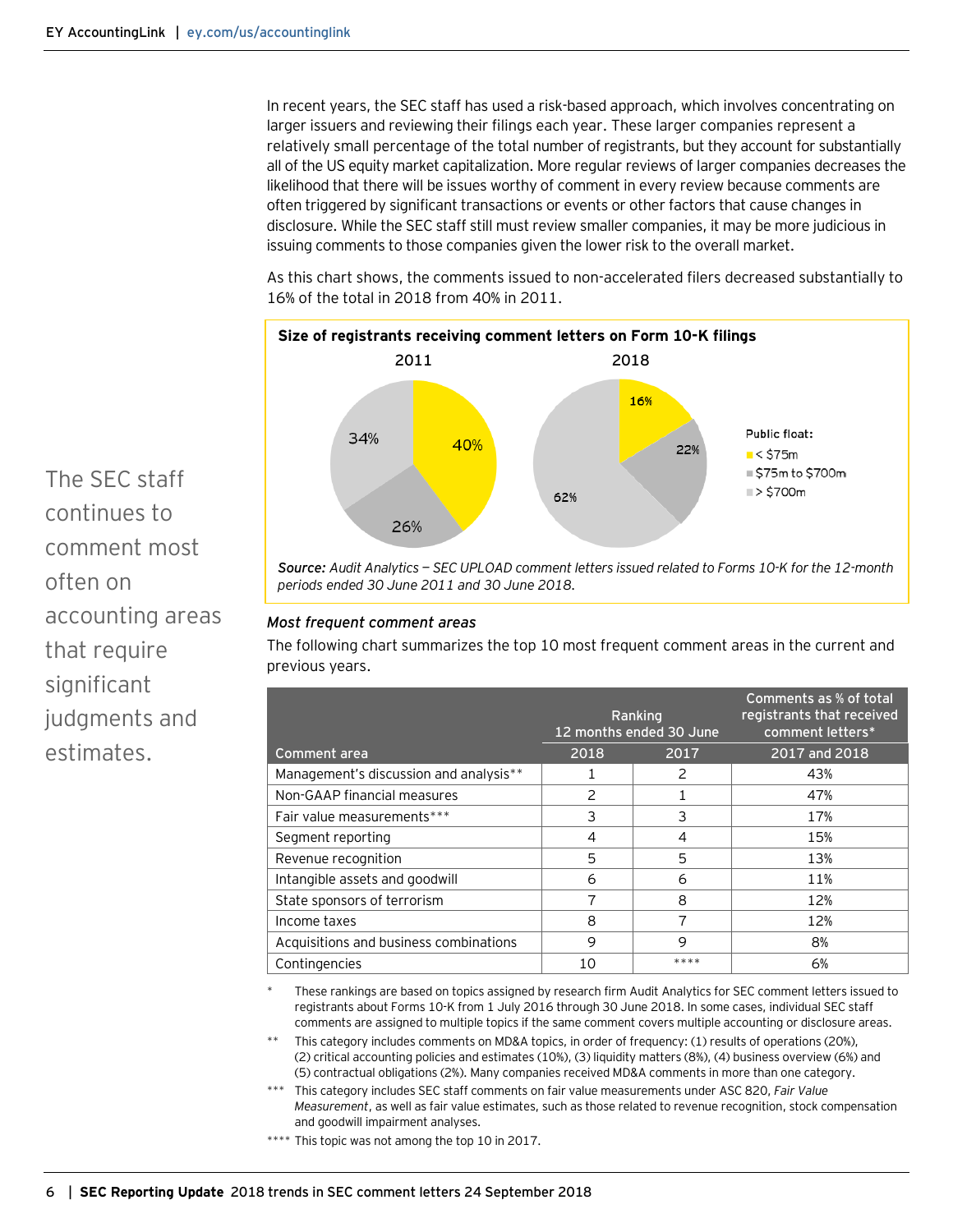In recent years, the SEC staff has used a risk-based approach, which involves concentrating on larger issuers and reviewing their filings each year. These larger companies represent a relatively small percentage of the total number of registrants, but they account for substantially all of the US equity market capitalization. More regular reviews of larger companies decreases the likelihood that there will be issues worthy of comment in every review because comments are often triggered by significant transactions or events or other factors that cause changes in disclosure. While the SEC staff still must review smaller companies, it may be more judicious in issuing comments to those companies given the lower risk to the overall market.

As this chart shows, the comments issued to non-accelerated filers decreased substantially to 16% of the total in 2018 from 40% in 2011.

**Size of registrants receiving comment letters on Form 10-K filings**

| Public float | 2011 | 2018 |
|---|---|---|
| < $75m | 40% | 16% |
| $75m to $700m | 26% | 22% |
| > $700m | 34% | 62% |

*Source: Audit Analytics — SEC UPLOAD comment letters issued related to Forms 10-K for the 12-month periods ended 30 June 2011 and 30 June 2018.*

The SEC staff continues to comment most often on accounting areas that require significant judgments and estimates.

### *Most frequent comment areas*

The following chart summarizes the top 10 most frequent comment areas in the current and previous years.

| | Ranking 12 months ended 30 June | | Comments as % of total registrants that received comment letters* |
|---|---|---|---|
| Comment area | 2018 | 2017 | 2017 and 2018 |
| Management's discussion and analysis** | 1 | 2 | 43% |
| Non-GAAP financial measures | 2 | 1 | 47% |
| Fair value measurements*** | 3 | 3 | 17% |
| Segment reporting | 4 | 4 | 15% |
| Revenue recognition | 5 | 5 | 13% |
| Intangible assets and goodwill | 6 | 6 | 11% |
| State sponsors of terrorism | 7 | 8 | 12% |
| Income taxes | 8 | 7 | 12% |
| Acquisitions and business combinations | 9 | 9 | 8% |
| Contingencies | 10 | **** | 6% |

\* These rankings are based on topics assigned by research firm Audit Analytics for SEC comment letters issued to registrants about Forms 10-K from 1 July 2016 through 30 June 2018. In some cases, individual SEC staff comments are assigned to multiple topics if the same comment covers multiple accounting or disclosure areas.

** This category includes comments on MD&A topics, in order of frequency: (1) results of operations (20%), (2) critical accounting policies and estimates (10%), (3) liquidity matters (8%), (4) business overview (6%) and (5) contractual obligations (2%). Many companies received MD&A comments in more than one category.

*** This category includes SEC staff comments on fair value measurements under ASC 820, *Fair Value Measurement*, as well as fair value estimates, such as those related to revenue recognition, stock compensation and goodwill impairment analyses.

**** This topic was not among the top 10 in 2017.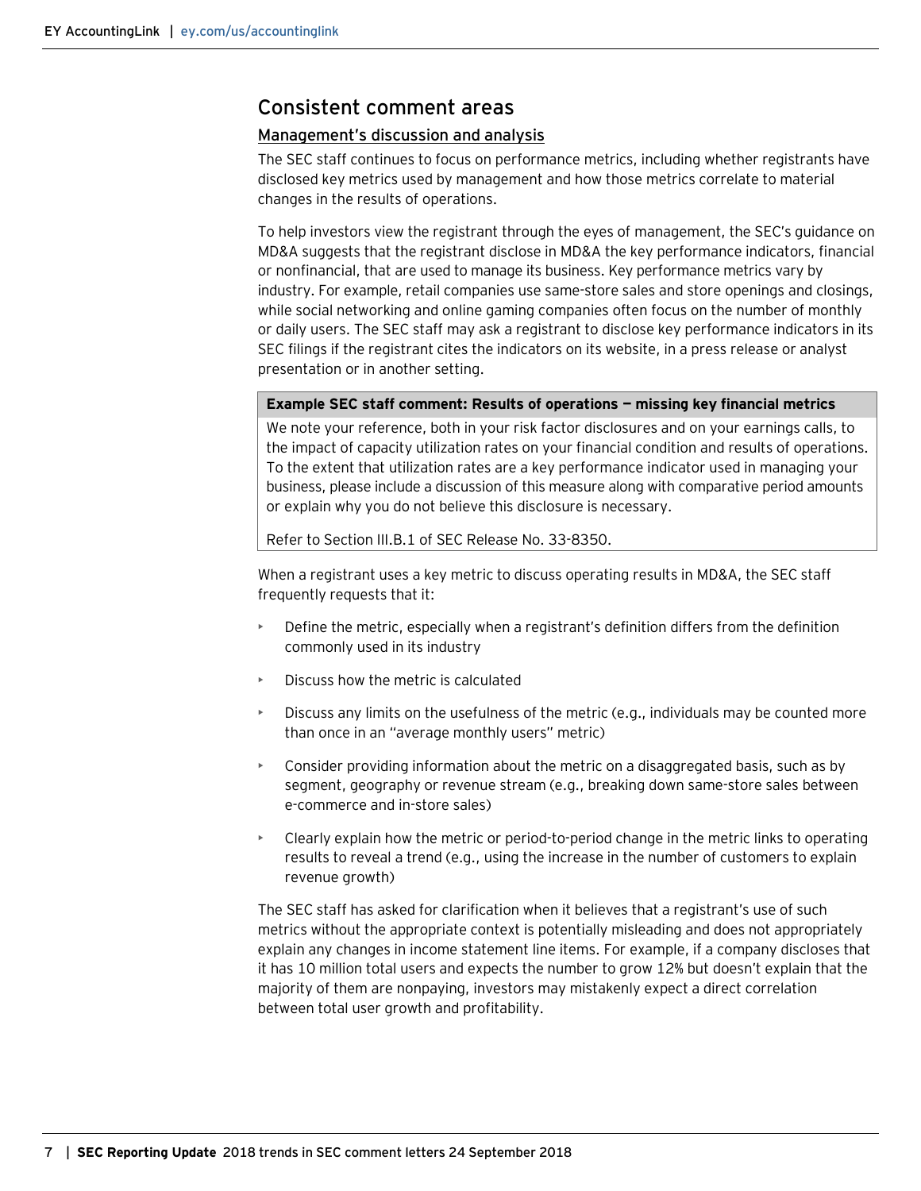## Consistent comment areas

### Management's discussion and analysis

The SEC staff continues to focus on performance metrics, including whether registrants have disclosed key metrics used by management and how those metrics correlate to material changes in the results of operations.

To help investors view the registrant through the eyes of management, the SEC's guidance on MD&A suggests that the registrant disclose in MD&A the key performance indicators, financial or nonfinancial, that are used to manage its business. Key performance metrics vary by industry. For example, retail companies use same-store sales and store openings and closings, while social networking and online gaming companies often focus on the number of monthly or daily users. The SEC staff may ask a registrant to disclose key performance indicators in its SEC filings if the registrant cites the indicators on its website, in a press release or analyst presentation or in another setting.

> **Example SEC staff comment: Results of operations — missing key financial metrics**
>
> We note your reference, both in your risk factor disclosures and on your earnings calls, to the impact of capacity utilization rates on your financial condition and results of operations. To the extent that utilization rates are a key performance indicator used in managing your business, please include a discussion of this measure along with comparative period amounts or explain why you do not believe this disclosure is necessary.
>
> Refer to Section III.B.1 of SEC Release No. 33-8350.

When a registrant uses a key metric to discuss operating results in MD&A, the SEC staff frequently requests that it:

- Define the metric, especially when a registrant's definition differs from the definition commonly used in its industry
- Discuss how the metric is calculated
- Discuss any limits on the usefulness of the metric (e.g., individuals may be counted more than once in an "average monthly users" metric)
- Consider providing information about the metric on a disaggregated basis, such as by segment, geography or revenue stream (e.g., breaking down same-store sales between e-commerce and in-store sales)
- Clearly explain how the metric or period-to-period change in the metric links to operating results to reveal a trend (e.g., using the increase in the number of customers to explain revenue growth)

The SEC staff has asked for clarification when it believes that a registrant's use of such metrics without the appropriate context is potentially misleading and does not appropriately explain any changes in income statement line items. For example, if a company discloses that it has 10 million total users and expects the number to grow 12% but doesn't explain that the majority of them are nonpaying, investors may mistakenly expect a direct correlation between total user growth and profitability.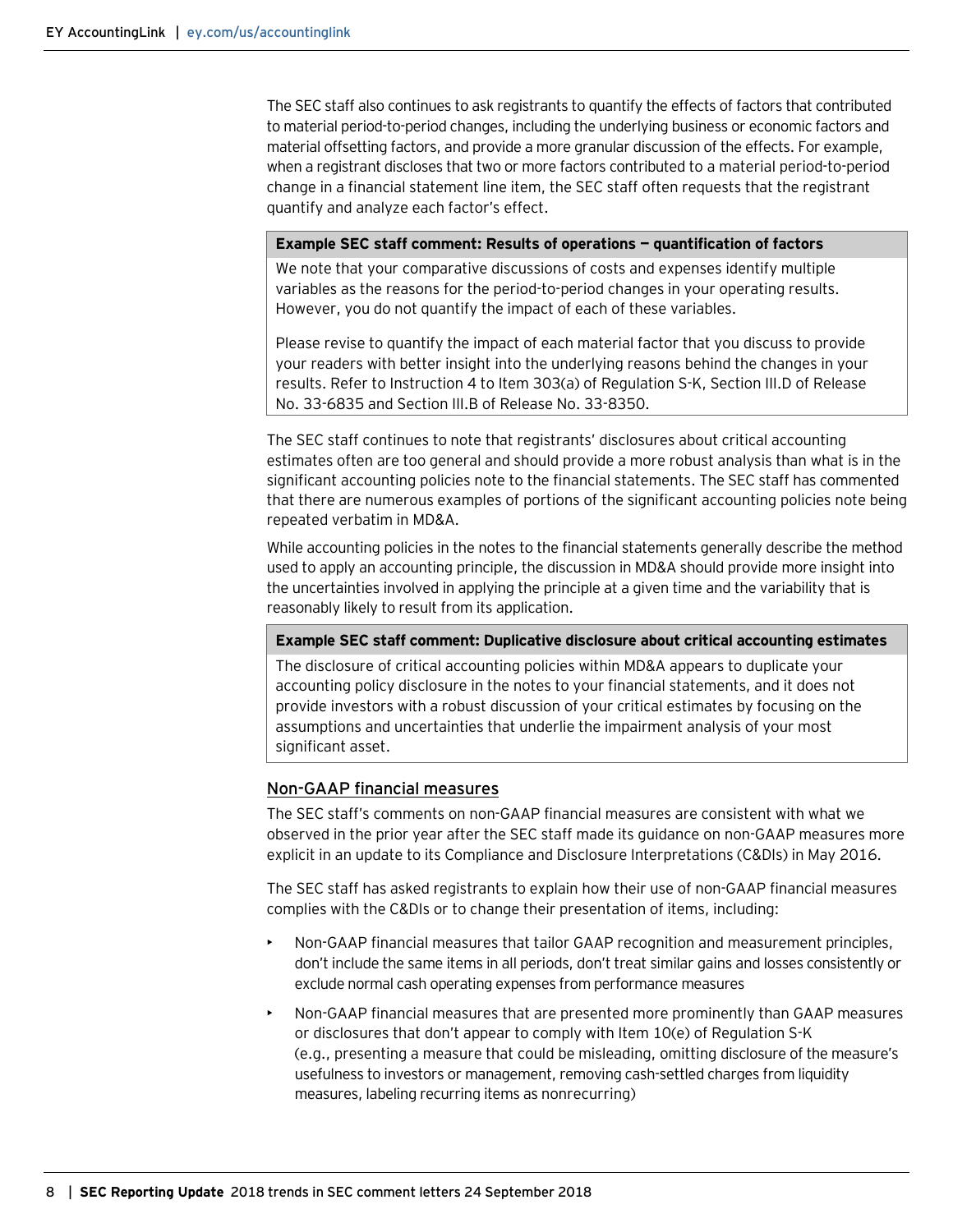The SEC staff also continues to ask registrants to quantify the effects of factors that contributed to material period-to-period changes, including the underlying business or economic factors and material offsetting factors, and provide a more granular discussion of the effects. For example, when a registrant discloses that two or more factors contributed to a material period-to-period change in a financial statement line item, the SEC staff often requests that the registrant quantify and analyze each factor's effect.

> **Example SEC staff comment: Results of operations — quantification of factors**
>
> We note that your comparative discussions of costs and expenses identify multiple variables as the reasons for the period-to-period changes in your operating results. However, you do not quantify the impact of each of these variables.
>
> Please revise to quantify the impact of each material factor that you discuss to provide your readers with better insight into the underlying reasons behind the changes in your results. Refer to Instruction 4 to Item 303(a) of Regulation S-K, Section III.D of Release No. 33-6835 and Section III.B of Release No. 33-8350.

The SEC staff continues to note that registrants' disclosures about critical accounting estimates often are too general and should provide a more robust analysis than what is in the significant accounting policies note to the financial statements. The SEC staff has commented that there are numerous examples of portions of the significant accounting policies note being repeated verbatim in MD&A.

While accounting policies in the notes to the financial statements generally describe the method used to apply an accounting principle, the discussion in MD&A should provide more insight into the uncertainties involved in applying the principle at a given time and the variability that is reasonably likely to result from its application.

> **Example SEC staff comment: Duplicative disclosure about critical accounting estimates**
>
> The disclosure of critical accounting policies within MD&A appears to duplicate your accounting policy disclosure in the notes to your financial statements, and it does not provide investors with a robust discussion of your critical estimates by focusing on the assumptions and uncertainties that underlie the impairment analysis of your most significant asset.

## Non-GAAP financial measures

The SEC staff's comments on non-GAAP financial measures are consistent with what we observed in the prior year after the SEC staff made its guidance on non-GAAP measures more explicit in an update to its Compliance and Disclosure Interpretations (C&DIs) in May 2016.

The SEC staff has asked registrants to explain how their use of non-GAAP financial measures complies with the C&DIs or to change their presentation of items, including:

- Non-GAAP financial measures that tailor GAAP recognition and measurement principles, don't include the same items in all periods, don't treat similar gains and losses consistently or exclude normal cash operating expenses from performance measures
- Non-GAAP financial measures that are presented more prominently than GAAP measures or disclosures that don't appear to comply with Item 10(e) of Regulation S-K (e.g., presenting a measure that could be misleading, omitting disclosure of the measure's usefulness to investors or management, removing cash-settled charges from liquidity measures, labeling recurring items as nonrecurring)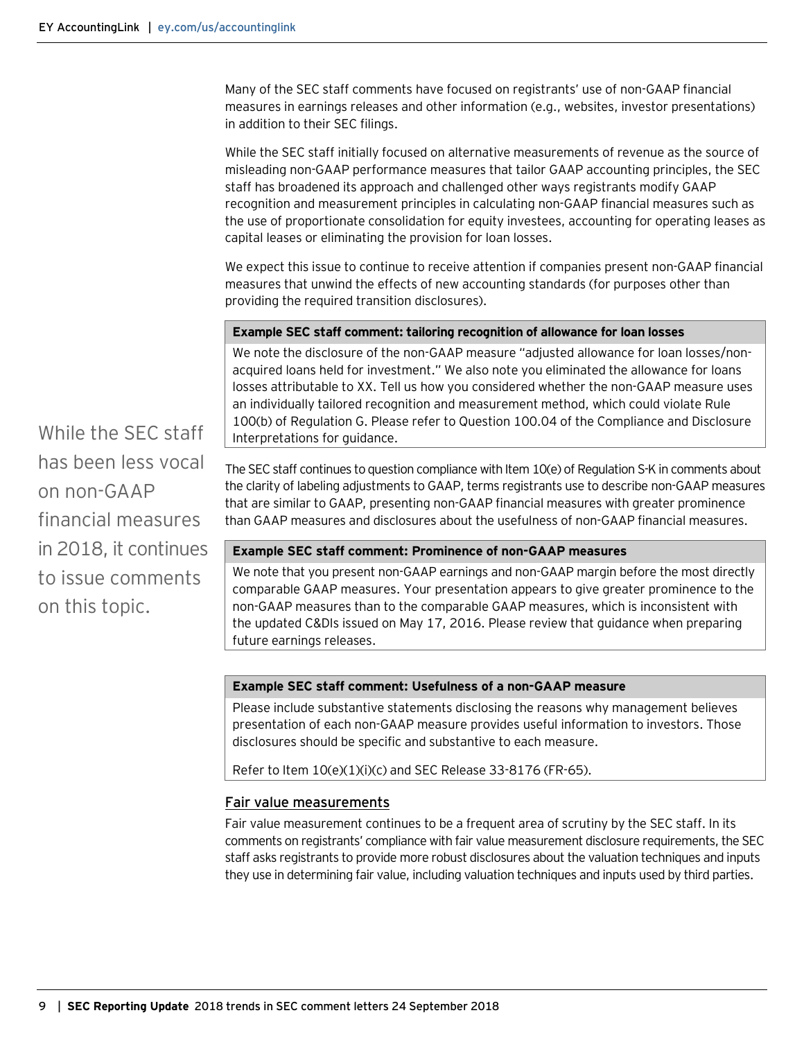Many of the SEC staff comments have focused on registrants' use of non-GAAP financial measures in earnings releases and other information (e.g., websites, investor presentations) in addition to their SEC filings.

While the SEC staff initially focused on alternative measurements of revenue as the source of misleading non-GAAP performance measures that tailor GAAP accounting principles, the SEC staff has broadened its approach and challenged other ways registrants modify GAAP recognition and measurement principles in calculating non-GAAP financial measures such as the use of proportionate consolidation for equity investees, accounting for operating leases as capital leases or eliminating the provision for loan losses.

We expect this issue to continue to receive attention if companies present non-GAAP financial measures that unwind the effects of new accounting standards (for purposes other than providing the required transition disclosures).

> **Example SEC staff comment: tailoring recognition of allowance for loan losses**
>
> We note the disclosure of the non-GAAP measure "adjusted allowance for loan losses/non-acquired loans held for investment." We also note you eliminated the allowance for loans losses attributable to XX. Tell us how you considered whether the non-GAAP measure uses an individually tailored recognition and measurement method, which could violate Rule 100(b) of Regulation G. Please refer to Question 100.04 of the Compliance and Disclosure Interpretations for guidance.

While the SEC staff has been less vocal on non-GAAP financial measures in 2018, it continues to issue comments on this topic.

The SEC staff continues to question compliance with Item 10(e) of Regulation S-K in comments about the clarity of labeling adjustments to GAAP, terms registrants use to describe non-GAAP measures that are similar to GAAP, presenting non-GAAP financial measures with greater prominence than GAAP measures and disclosures about the usefulness of non-GAAP financial measures.

> **Example SEC staff comment: Prominence of non-GAAP measures**
>
> We note that you present non-GAAP earnings and non-GAAP margin before the most directly comparable GAAP measures. Your presentation appears to give greater prominence to the non-GAAP measures than to the comparable GAAP measures, which is inconsistent with the updated C&DIs issued on May 17, 2016. Please review that guidance when preparing future earnings releases.

> **Example SEC staff comment: Usefulness of a non-GAAP measure**
>
> Please include substantive statements disclosing the reasons why management believes presentation of each non-GAAP measure provides useful information to investors. Those disclosures should be specific and substantive to each measure.
>
> Refer to Item 10(e)(1)(i)(c) and SEC Release 33-8176 (FR-65).

## Fair value measurements

Fair value measurement continues to be a frequent area of scrutiny by the SEC staff. In its comments on registrants' compliance with fair value measurement disclosure requirements, the SEC staff asks registrants to provide more robust disclosures about the valuation techniques and inputs they use in determining fair value, including valuation techniques and inputs used by third parties.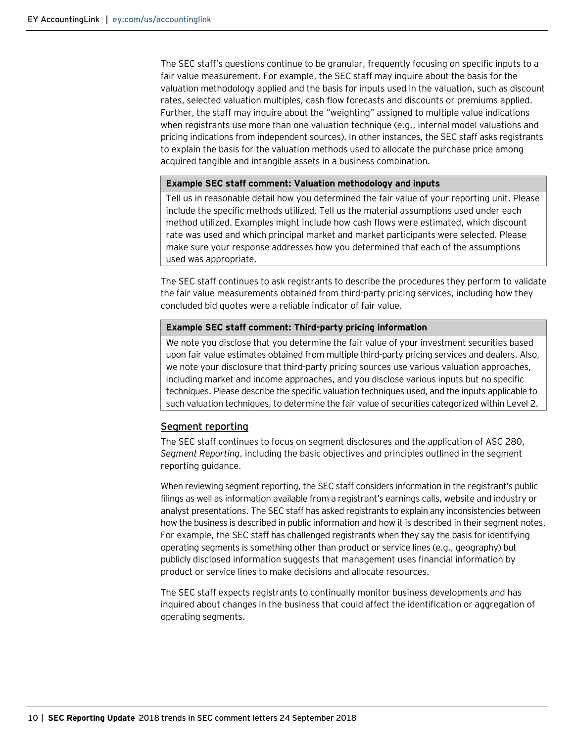The SEC staff's questions continue to be granular, frequently focusing on specific inputs to a fair value measurement. For example, the SEC staff may inquire about the basis for the valuation methodology applied and the basis for inputs used in the valuation, such as discount rates, selected valuation multiples, cash flow forecasts and discounts or premiums applied. Further, the staff may inquire about the "weighting" assigned to multiple value indications when registrants use more than one valuation technique (e.g., internal model valuations and pricing indications from independent sources). In other instances, the SEC staff asks registrants to explain the basis for the valuation methods used to allocate the purchase price among acquired tangible and intangible assets in a business combination.

| **Example SEC staff comment: Valuation methodology and inputs** |
| --- |
| Tell us in reasonable detail how you determined the fair value of your reporting unit. Please include the specific methods utilized. Tell us the material assumptions used under each method utilized. Examples might include how cash flows were estimated, which discount rate was used and which principal market and market participants were selected. Please make sure your response addresses how you determined that each of the assumptions used was appropriate. |

The SEC staff continues to ask registrants to describe the procedures they perform to validate the fair value measurements obtained from third-party pricing services, including how they concluded bid quotes were a reliable indicator of fair value.

| **Example SEC staff comment: Third-party pricing information** |
| --- |
| We note you disclose that you determine the fair value of your investment securities based upon fair value estimates obtained from multiple third-party pricing services and dealers. Also, we note your disclosure that third-party pricing sources use various valuation approaches, including market and income approaches, and you disclose various inputs but no specific techniques. Please describe the specific valuation techniques used, and the inputs applicable to such valuation techniques, to determine the fair value of securities categorized within Level 2. |

## Segment reporting

The SEC staff continues to focus on segment disclosures and the application of ASC 280, *Segment Reporting*, including the basic objectives and principles outlined in the segment reporting guidance.

When reviewing segment reporting, the SEC staff considers information in the registrant's public filings as well as information available from a registrant's earnings calls, website and industry or analyst presentations. The SEC staff has asked registrants to explain any inconsistencies between how the business is described in public information and how it is described in their segment notes. For example, the SEC staff has challenged registrants when they say the basis for identifying operating segments is something other than product or service lines (e.g., geography) but publicly disclosed information suggests that management uses financial information by product or service lines to make decisions and allocate resources.

The SEC staff expects registrants to continually monitor business developments and has inquired about changes in the business that could affect the identification or aggregation of operating segments.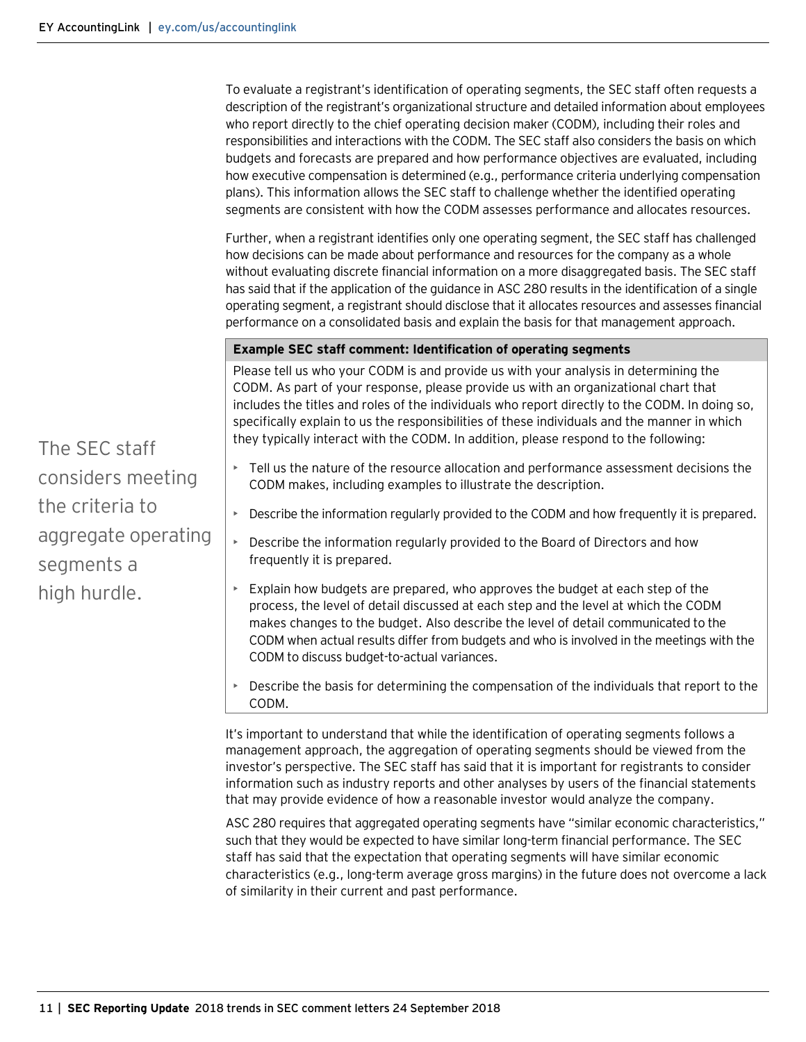To evaluate a registrant's identification of operating segments, the SEC staff often requests a description of the registrant's organizational structure and detailed information about employees who report directly to the chief operating decision maker (CODM), including their roles and responsibilities and interactions with the CODM. The SEC staff also considers the basis on which budgets and forecasts are prepared and how performance objectives are evaluated, including how executive compensation is determined (e.g., performance criteria underlying compensation plans). This information allows the SEC staff to challenge whether the identified operating segments are consistent with how the CODM assesses performance and allocates resources.

Further, when a registrant identifies only one operating segment, the SEC staff has challenged how decisions can be made about performance and resources for the company as a whole without evaluating discrete financial information on a more disaggregated basis. The SEC staff has said that if the application of the guidance in ASC 280 results in the identification of a single operating segment, a registrant should disclose that it allocates resources and assesses financial performance on a consolidated basis and explain the basis for that management approach.

The SEC staff considers meeting the criteria to aggregate operating segments a high hurdle.

**Example SEC staff comment: Identification of operating segments**

Please tell us who your CODM is and provide us with your analysis in determining the CODM. As part of your response, please provide us with an organizational chart that includes the titles and roles of the individuals who report directly to the CODM. In doing so, specifically explain to us the responsibilities of these individuals and the manner in which they typically interact with the CODM. In addition, please respond to the following:

- Tell us the nature of the resource allocation and performance assessment decisions the CODM makes, including examples to illustrate the description.
- Describe the information regularly provided to the CODM and how frequently it is prepared.
- Describe the information regularly provided to the Board of Directors and how frequently it is prepared.
- Explain how budgets are prepared, who approves the budget at each step of the process, the level of detail discussed at each step and the level at which the CODM makes changes to the budget. Also describe the level of detail communicated to the CODM when actual results differ from budgets and who is involved in the meetings with the CODM to discuss budget-to-actual variances.
- Describe the basis for determining the compensation of the individuals that report to the CODM.

It's important to understand that while the identification of operating segments follows a management approach, the aggregation of operating segments should be viewed from the investor's perspective. The SEC staff has said that it is important for registrants to consider information such as industry reports and other analyses by users of the financial statements that may provide evidence of how a reasonable investor would analyze the company.

ASC 280 requires that aggregated operating segments have "similar economic characteristics," such that they would be expected to have similar long-term financial performance. The SEC staff has said that the expectation that operating segments will have similar economic characteristics (e.g., long-term average gross margins) in the future does not overcome a lack of similarity in their current and past performance.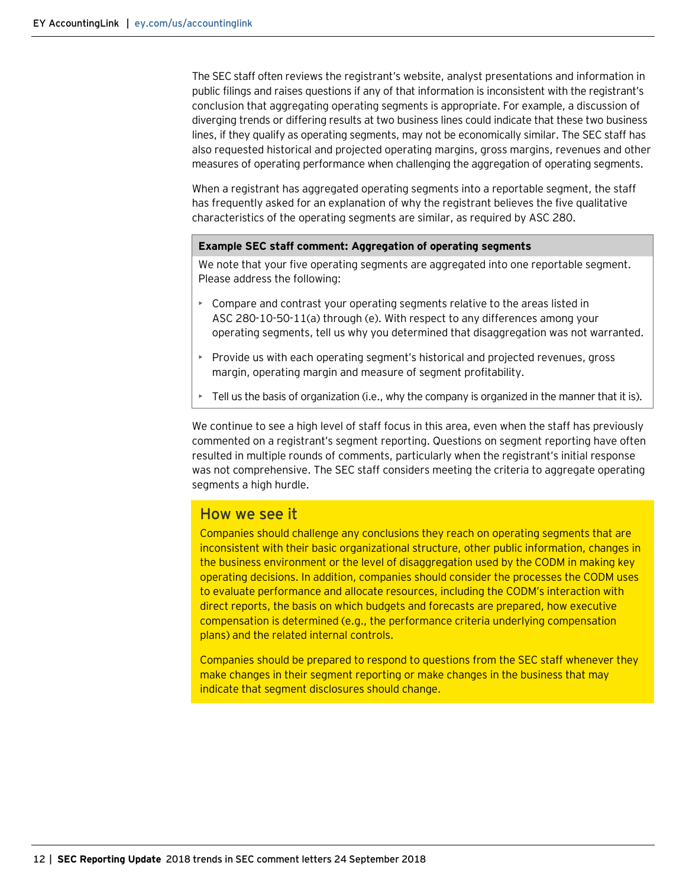The SEC staff often reviews the registrant's website, analyst presentations and information in public filings and raises questions if any of that information is inconsistent with the registrant's conclusion that aggregating operating segments is appropriate. For example, a discussion of diverging trends or differing results at two business lines could indicate that these two business lines, if they qualify as operating segments, may not be economically similar. The SEC staff has also requested historical and projected operating margins, gross margins, revenues and other measures of operating performance when challenging the aggregation of operating segments.

When a registrant has aggregated operating segments into a reportable segment, the staff has frequently asked for an explanation of why the registrant believes the five qualitative characteristics of the operating segments are similar, as required by ASC 280.

**Example SEC staff comment: Aggregation of operating segments**

We note that your five operating segments are aggregated into one reportable segment. Please address the following:

- Compare and contrast your operating segments relative to the areas listed in ASC 280-10-50-11(a) through (e). With respect to any differences among your operating segments, tell us why you determined that disaggregation was not warranted.
- Provide us with each operating segment's historical and projected revenues, gross margin, operating margin and measure of segment profitability.
- Tell us the basis of organization (i.e., why the company is organized in the manner that it is).

We continue to see a high level of staff focus in this area, even when the staff has previously commented on a registrant's segment reporting. Questions on segment reporting have often resulted in multiple rounds of comments, particularly when the registrant's initial response was not comprehensive. The SEC staff considers meeting the criteria to aggregate operating segments a high hurdle.

## How we see it

Companies should challenge any conclusions they reach on operating segments that are inconsistent with their basic organizational structure, other public information, changes in the business environment or the level of disaggregation used by the CODM in making key operating decisions. In addition, companies should consider the processes the CODM uses to evaluate performance and allocate resources, including the CODM's interaction with direct reports, the basis on which budgets and forecasts are prepared, how executive compensation is determined (e.g., the performance criteria underlying compensation plans) and the related internal controls.

Companies should be prepared to respond to questions from the SEC staff whenever they make changes in their segment reporting or make changes in the business that may indicate that segment disclosures should change.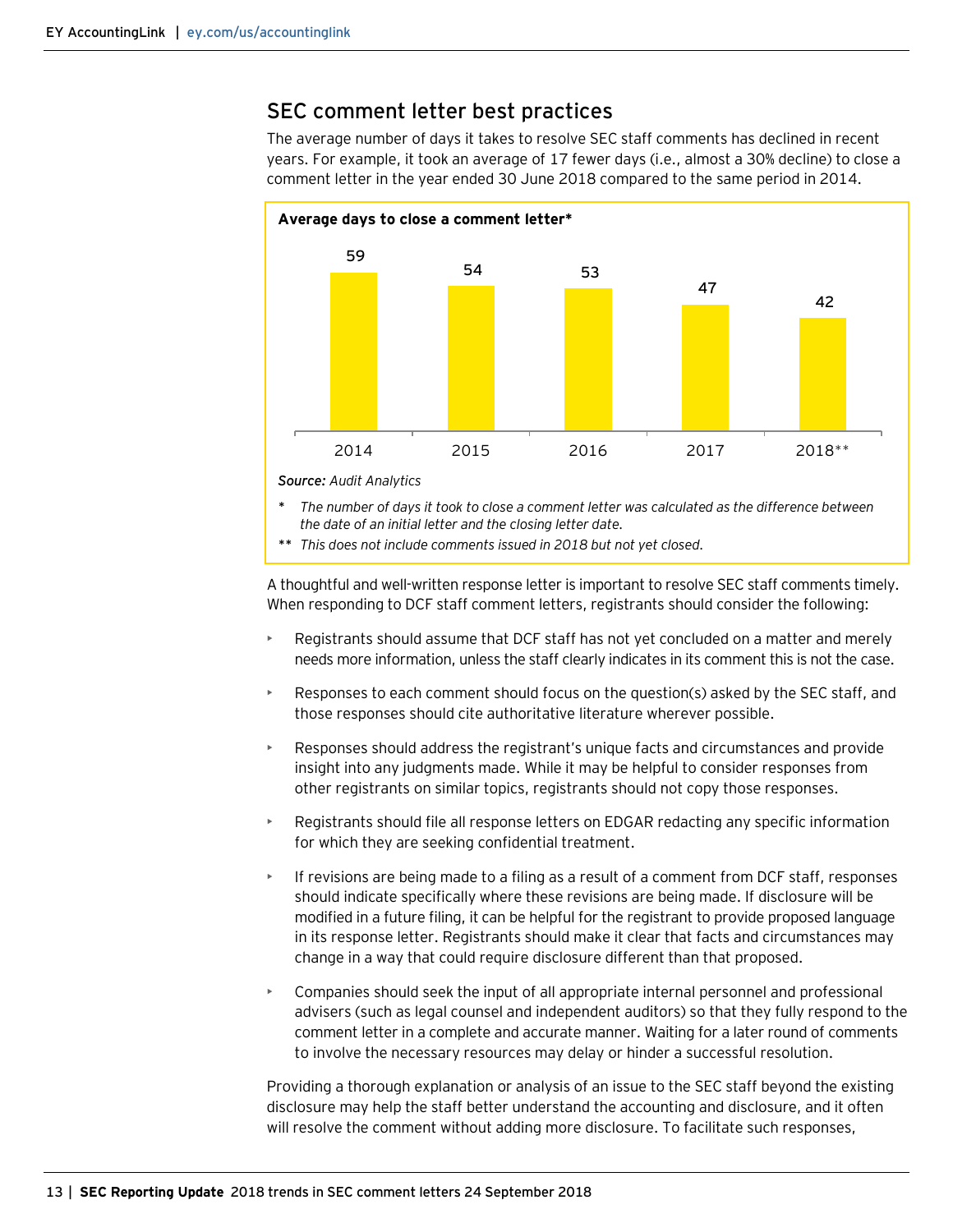## SEC comment letter best practices

The average number of days it takes to resolve SEC staff comments has declined in recent years. For example, it took an average of 17 fewer days (i.e., almost a 30% decline) to close a comment letter in the year ended 30 June 2018 compared to the same period in 2014.

**Average days to close a comment letter***

| Year | Average days |
|---|---|
| 2014 | 59 |
| 2015 | 54 |
| 2016 | 53 |
| 2017 | 47 |
| 2018** | 42 |

***Source:*** *Audit Analytics*

\* *The number of days it took to close a comment letter was calculated as the difference between the date of an initial letter and the closing letter date.*

\*\* *This does not include comments issued in 2018 but not yet closed.*

A thoughtful and well-written response letter is important to resolve SEC staff comments timely. When responding to DCF staff comment letters, registrants should consider the following:

- Registrants should assume that DCF staff has not yet concluded on a matter and merely needs more information, unless the staff clearly indicates in its comment this is not the case.
- Responses to each comment should focus on the question(s) asked by the SEC staff, and those responses should cite authoritative literature wherever possible.
- Responses should address the registrant's unique facts and circumstances and provide insight into any judgments made. While it may be helpful to consider responses from other registrants on similar topics, registrants should not copy those responses.
- Registrants should file all response letters on EDGAR redacting any specific information for which they are seeking confidential treatment.
- If revisions are being made to a filing as a result of a comment from DCF staff, responses should indicate specifically where these revisions are being made. If disclosure will be modified in a future filing, it can be helpful for the registrant to provide proposed language in its response letter. Registrants should make it clear that facts and circumstances may change in a way that could require disclosure different than that proposed.
- Companies should seek the input of all appropriate internal personnel and professional advisers (such as legal counsel and independent auditors) so that they fully respond to the comment letter in a complete and accurate manner. Waiting for a later round of comments to involve the necessary resources may delay or hinder a successful resolution.

Providing a thorough explanation or analysis of an issue to the SEC staff beyond the existing disclosure may help the staff better understand the accounting and disclosure, and it often will resolve the comment without adding more disclosure. To facilitate such responses,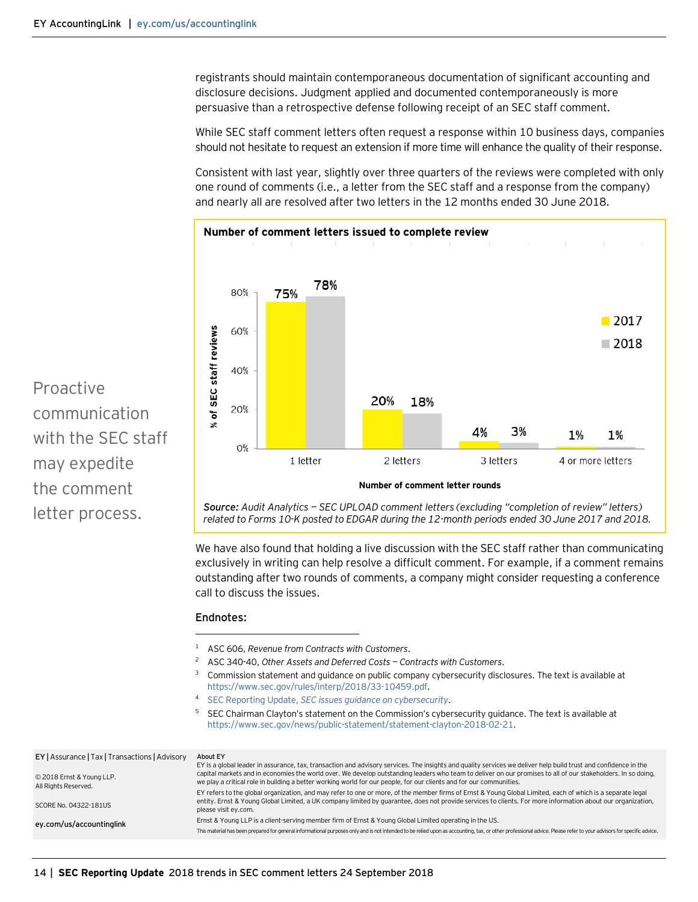registrants should maintain contemporaneous documentation of significant accounting and disclosure decisions. Judgment applied and documented contemporaneously is more persuasive than a retrospective defense following receipt of an SEC staff comment.

While SEC staff comment letters often request a response within 10 business days, companies should not hesitate to request an extension if more time will enhance the quality of their response.

Consistent with last year, slightly over three quarters of the reviews were completed with only one round of comments (i.e., a letter from the SEC staff and a response from the company) and nearly all are resolved after two letters in the 12 months ended 30 June 2018.

Proactive communication with the SEC staff may expedite the comment letter process.

**Number of comment letters issued to complete review**

% of SEC staff reviews

80%
60%
40%
20%
0%

2017
2018

1 letter: 75% 78%
2 letters: 20% 18%
3 letters: 4% 3%
4 or more letters: 1% 1%

Number of comment letter rounds

*Source:* *Audit Analytics — SEC UPLOAD comment letters (excluding "completion of review" letters) related to Forms 10-K posted to EDGAR during the 12-month periods ended 30 June 2017 and 2018.*

We have also found that holding a live discussion with the SEC staff rather than communicating exclusively in writing can help resolve a difficult comment. For example, if a comment remains outstanding after two rounds of comments, a company might consider requesting a conference call to discuss the issues.

## Endnotes:

[1] ASC 606, *Revenue from Contracts with Customers*.

[2] ASC 340-40, *Other Assets and Deferred Costs — Contracts with Customers*.

[3] Commission statement and guidance on public company cybersecurity disclosures. The text is available at https://www.sec.gov/rules/interp/2018/33-10459.pdf.

[4] SEC Reporting Update, *SEC issues guidance on cybersecurity*.

[5] SEC Chairman Clayton's statement on the Commission's cybersecurity guidance. The text is available at https://www.sec.gov/news/public-statement/statement-clayton-2018-02-21.

EY | Assurance | Tax | Transactions | Advisory

© 2018 Ernst & Young LLP.
All Rights Reserved.

SCORE No. 04322-181US

ey.com/us/accountinglink

**About EY**

EY is a global leader in assurance, tax, transaction and advisory services. The insights and quality services we deliver help build trust and confidence in the capital markets and in economies the world over. We develop outstanding leaders who team to deliver on our promises to all of our stakeholders. In so doing, we play a critical role in building a better working world for our people, for our clients and for our communities.

EY refers to the global organization, and may refer to one or more, of the member firms of Ernst & Young Global Limited, each of which is a separate legal entity. Ernst & Young Global Limited, a UK company limited by guarantee, does not provide services to clients. For more information about our organization, please visit ey.com.

Ernst & Young LLP is a client-serving member firm of Ernst & Young Global Limited operating in the US.

This material has been prepared for general informational purposes only and is not intended to be relied upon as accounting, tax, or other professional advice. Please refer to your advisors for specific advice.